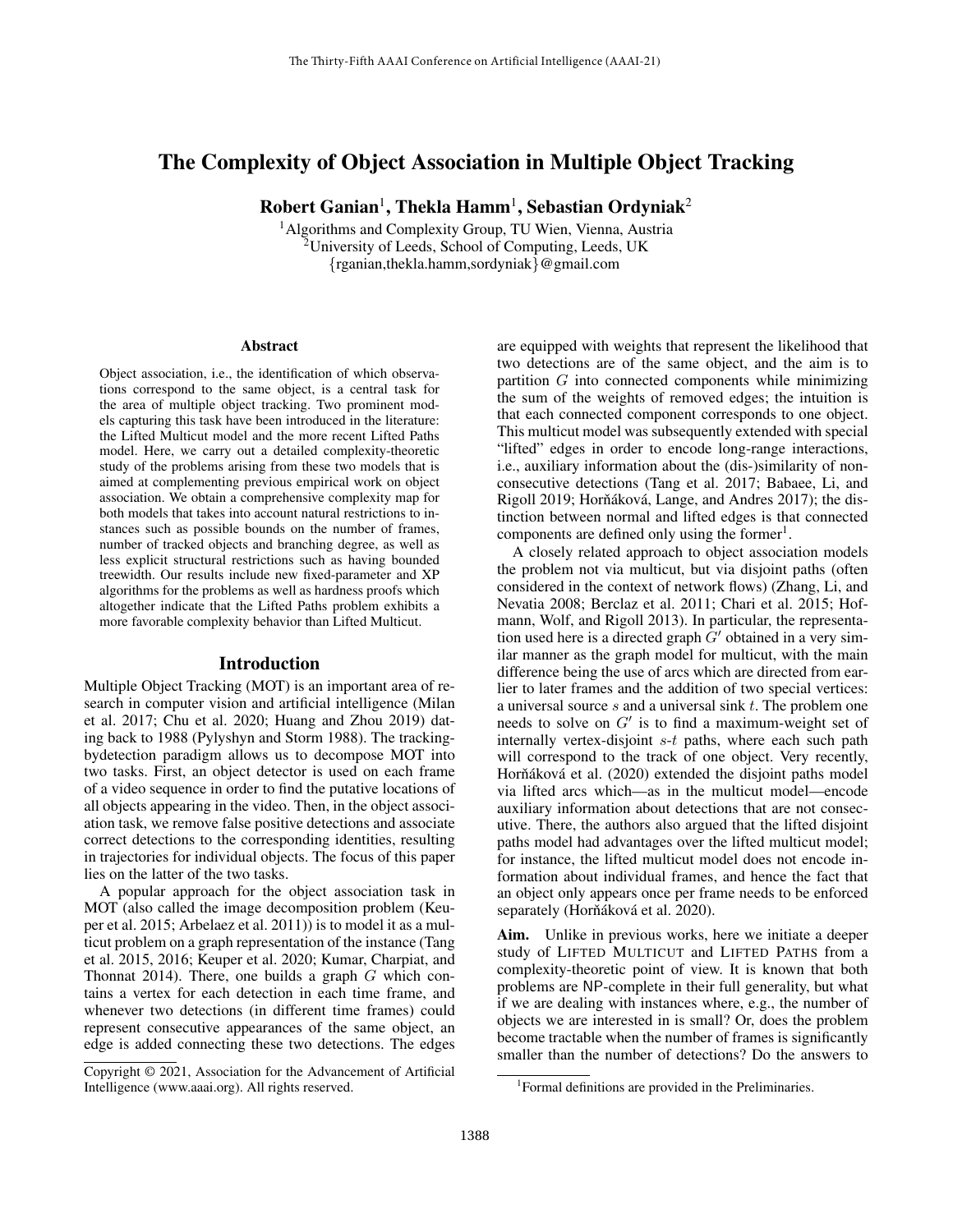# The Complexity of Object Association in Multiple Object Tracking

**Robert Ganian[1], Thekla Hamm[1], Sebastian Ordyniak[2]**

[1]Algorithms and Complexity Group, TU Wien, Vienna, Austria
[2]University of Leeds, School of Computing, Leeds, UK
{rganian,thekla.hamm,sordyniak}@gmail.com

## Abstract

Object association, i.e., the identification of which observations correspond to the same object, is a central task for the area of multiple object tracking. Two prominent models capturing this task have been introduced in the literature: the Lifted Multicut model and the more recent Lifted Paths model. Here, we carry out a detailed complexity-theoretic study of the problems arising from these two models that is aimed at complementing previous empirical work on object association. We obtain a comprehensive complexity map for both models that takes into account natural restrictions to instances such as possible bounds on the number of frames, number of tracked objects and branching degree, as well as less explicit structural restrictions such as having bounded treewidth. Our results include new fixed-parameter and XP algorithms for the problems as well as hardness proofs which altogether indicate that the Lifted Paths problem exhibits a more favorable complexity behavior than Lifted Multicut.

## Introduction

Multiple Object Tracking (MOT) is an important area of research in computer vision and artificial intelligence (Milan et al. 2017; Chu et al. 2020; Huang and Zhou 2019) dating back to 1988 (Pylyshyn and Storm 1988). The trackingbydetection paradigm allows us to decompose MOT into two tasks. First, an object detector is used on each frame of a video sequence in order to find the putative locations of all objects appearing in the video. Then, in the object association task, we remove false positive detections and associate correct detections to the corresponding identities, resulting in trajectories for individual objects. The focus of this paper lies on the latter of the two tasks.

A popular approach for the object association task in MOT (also called the image decomposition problem (Keuper et al. 2015; Arbelaez et al. 2011)) is to model it as a multicut problem on a graph representation of the instance (Tang et al. 2015, 2016; Keuper et al. 2020; Kumar, Charpiat, and Thonnat 2014). There, one builds a graph $G$ which contains a vertex for each detection in each time frame, and whenever two detections (in different time frames) could represent consecutive appearances of the same object, an edge is added connecting these two detections. The edges are equipped with weights that represent the likelihood that two detections are of the same object, and the aim is to partition $G$ into connected components while minimizing the sum of the weights of removed edges; the intuition is that each connected component corresponds to one object. This multicut model was subsequently extended with special "lifted" edges in order to encode long-range interactions, i.e., auxiliary information about the (dis-)similarity of non-consecutive detections (Tang et al. 2017; Babaee, Li, and Rigoll 2019; Horňáková, Lange, and Andres 2017); the distinction between normal and lifted edges is that connected components are defined only using the former[1].

A closely related approach to object association models the problem not via multicut, but via disjoint paths (often considered in the context of network flows) (Zhang, Li, and Nevatia 2008; Berclaz et al. 2011; Chari et al. 2015; Hofmann, Wolf, and Rigoll 2013). In particular, the representation used here is a directed graph $G'$ obtained in a very similar manner as the graph model for multicut, with the main difference being the use of arcs which are directed from earlier to later frames and the addition of two special vertices: a universal source $s$ and a universal sink $t$. The problem one needs to solve on $G'$ is to find a maximum-weight set of internally vertex-disjoint $s$-$t$ paths, where each such path will correspond to the track of one object. Very recently, Horňáková et al. (2020) extended the disjoint paths model via lifted arcs which—as in the multicut model—encode auxiliary information about detections that are not consecutive. There, the authors also argued that the lifted disjoint paths model had advantages over the lifted multicut model; for instance, the lifted multicut model does not encode information about individual frames, and hence the fact that an object only appears once per frame needs to be enforced separately (Horňáková et al. 2020).

**Aim.** Unlike in previous works, here we initiate a deeper study of LIFTED MULTICUT and LIFTED PATHS from a complexity-theoretic point of view. It is known that both problems are NP-complete in their full generality, but what if we are dealing with instances where, e.g., the number of objects we are interested in is small? Or, does the problem become tractable when the number of frames is significantly smaller than the number of detections? Do the answers to

[1]Formal definitions are provided in the Preliminaries.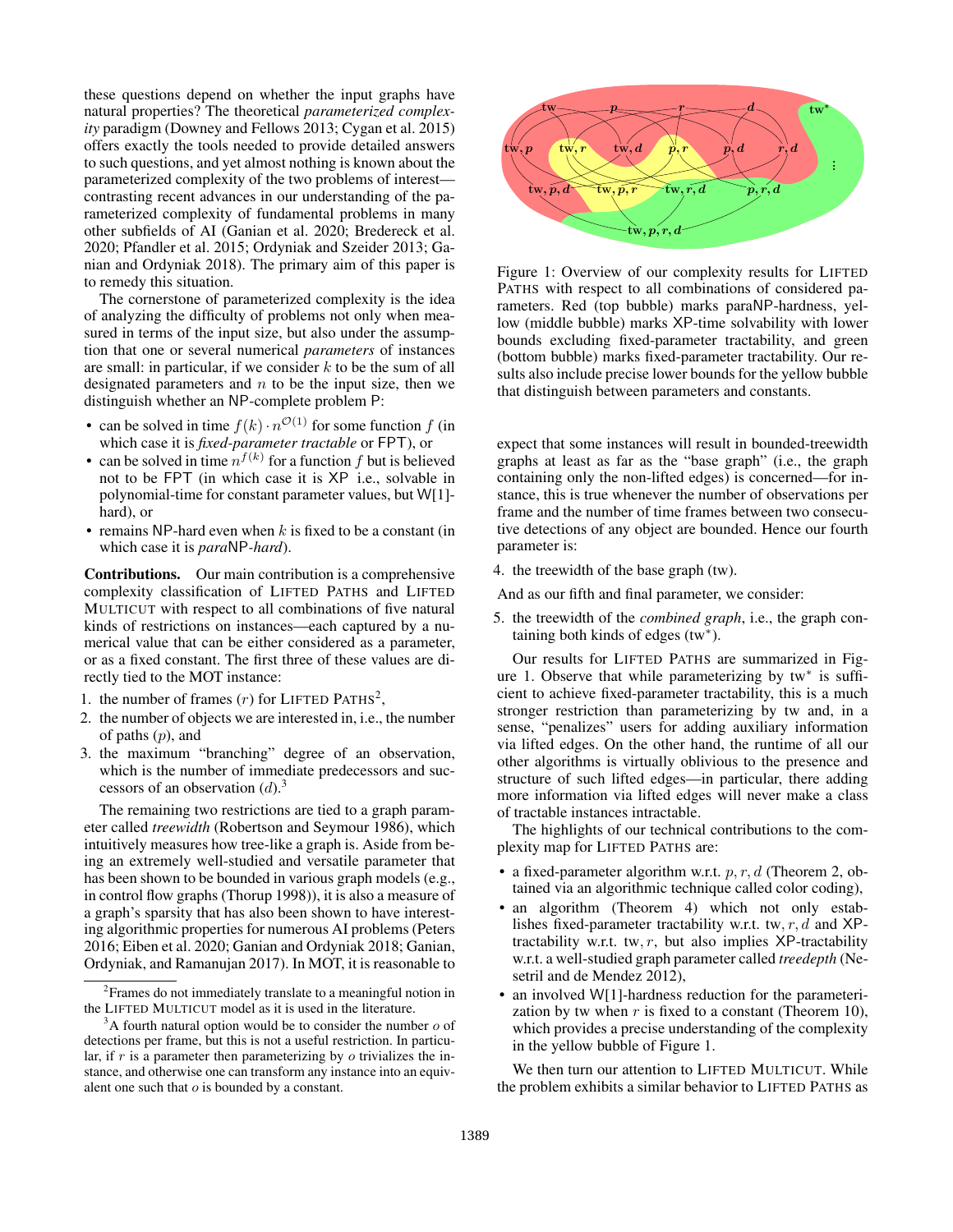these questions depend on whether the input graphs have natural properties? The theoretical *parameterized complexity* paradigm (Downey and Fellows 2013; Cygan et al. 2015) offers exactly the tools needed to provide detailed answers to such questions, and yet almost nothing is known about the parameterized complexity of the two problems of interest—contrasting recent advances in our understanding of the parameterized complexity of fundamental problems in many other subfields of AI (Ganian et al. 2020; Bredereck et al. 2020; Pfandler et al. 2015; Ordyniak and Szeider 2013; Ganian and Ordyniak 2018). The primary aim of this paper is to remedy this situation.

The cornerstone of parameterized complexity is the idea of analyzing the difficulty of problems not only when measured in terms of the input size, but also under the assumption that one or several numerical *parameters* of instances are small: in particular, if we consider $k$ to be the sum of all designated parameters and $n$ to be the input size, then we distinguish whether an NP-complete problem P:

- can be solved in time $f(k) \cdot n^{\mathcal{O}(1)}$ for some function $f$ (in which case it is *fixed-parameter tractable* or FPT), or
- can be solved in time $n^{f(k)}$ for a function $f$ but is believed not to be FPT (in which case it is XP i.e., solvable in polynomial-time for constant parameter values, but W[1]-hard), or
- remains NP-hard even when $k$ is fixed to be a constant (in which case it is *para*NP*-hard*).

**Contributions.** Our main contribution is a comprehensive complexity classification of LIFTED PATHS and LIFTED MULTICUT with respect to all combinations of five natural kinds of restrictions on instances—each captured by a numerical value that can be either considered as a parameter, or as a fixed constant. The first three of these values are directly tied to the MOT instance:

1. the number of frames ($r$) for LIFTED PATHS[2],
2. the number of objects we are interested in, i.e., the number of paths ($p$), and
3. the maximum "branching" degree of an observation, which is the number of immediate predecessors and successors of an observation ($d$).[3]

The remaining two restrictions are tied to a graph parameter called *treewidth* (Robertson and Seymour 1986), which intuitively measures how tree-like a graph is. Aside from being an extremely well-studied and versatile parameter that has been shown to be bounded in various graph models (e.g., in control flow graphs (Thorup 1998)), it is also a measure of a graph's sparsity that has also been shown to have interesting algorithmic properties for numerous AI problems (Peters 2016; Eiben et al. 2020; Ganian and Ordyniak 2018; Ganian, Ordyniak, and Ramanujan 2017). In MOT, it is reasonable to expect that some instances will result in bounded-treewidth graphs at least as far as the "base graph" (i.e., the graph containing only the non-lifted edges) is concerned—for instance, this is true whenever the number of observations per frame and the number of time frames between two consecutive detections of any object are bounded. Hence our fourth parameter is:

4. the treewidth of the base graph (tw).

And as our fifth and final parameter, we consider:

5. the treewidth of the *combined graph*, i.e., the graph containing both kinds of edges (tw*).

[2] Frames do not immediately translate to a meaningful notion in the LIFTED MULTICUT model as it is used in the literature.

[3] A fourth natural option would be to consider the number $o$ of detections per frame, but this is not a useful restriction. In particular, if $r$ is a parameter then parameterizing by $o$ trivializes the instance, and otherwise one can transform any instance into an equivalent one such that $o$ is bounded by a constant.

Figure 1: Overview of our complexity results for LIFTED PATHS with respect to all combinations of considered parameters. Red (top bubble) marks paraNP-hardness, yellow (middle bubble) marks XP-time solvability with lower bounds excluding fixed-parameter tractability, and green (bottom bubble) marks fixed-parameter tractability. Our results also include precise lower bounds for the yellow bubble that distinguish between parameters and constants.

Our results for LIFTED PATHS are summarized in Figure 1. Observe that while parameterizing by tw* is sufficient to achieve fixed-parameter tractability, this is a much stronger restriction than parameterizing by tw and, in a sense, "penalizes" users for adding auxiliary information via lifted edges. On the other hand, the runtime of all our other algorithms is virtually oblivious to the presence and structure of such lifted edges—in particular, there adding more information via lifted edges will never make a class of tractable instances intractable.

The highlights of our technical contributions to the complexity map for LIFTED PATHS are:

- a fixed-parameter algorithm w.r.t. $p, r, d$ (Theorem 2, obtained via an algorithmic technique called color coding),
- an algorithm (Theorem 4) which not only establishes fixed-parameter tractability w.r.t. tw$, r, d$ and XP-tractability w.r.t. tw$, r$, but also implies XP-tractability w.r.t. a well-studied graph parameter called *treedepth* (Nesetril and de Mendez 2012),
- an involved W[1]-hardness reduction for the parameterization by tw when $r$ is fixed to a constant (Theorem 10), which provides a precise understanding of the complexity in the yellow bubble of Figure 1.

We then turn our attention to LIFTED MULTICUT. While the problem exhibits a similar behavior to LIFTED PATHS as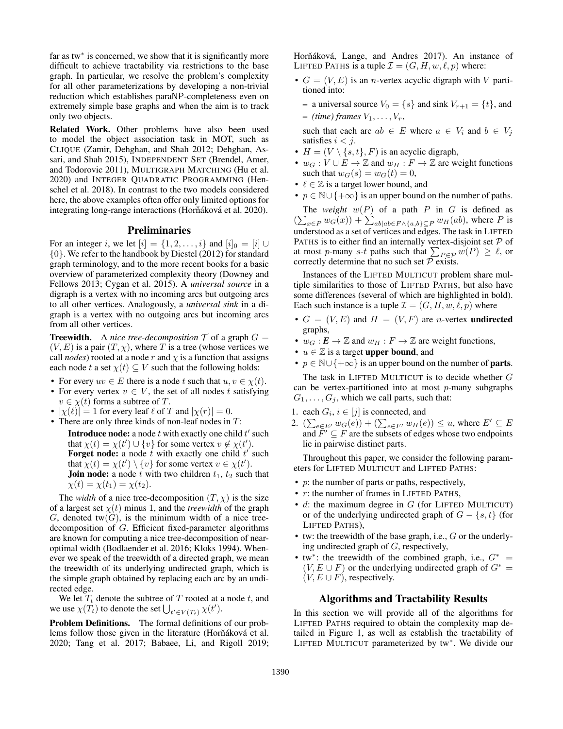far as tw* is concerned, we show that it is significantly more difficult to achieve tractability via restrictions to the base graph. In particular, we resolve the problem's complexity for all other parameterizations by developing a non-trivial reduction which establishes paraNP-completeness even on extremely simple base graphs and when the aim is to track only two objects.

**Related Work.** Other problems have also been used to model the object association task in MOT, such as CLIQUE (Zamir, Dehghan, and Shah 2012; Dehghan, Assari, and Shah 2015), INDEPENDENT SET (Brendel, Amer, and Todorovic 2011), MULTIGRAPH MATCHING (Hu et al. 2020) and INTEGER QUADRATIC PROGRAMMING (Henschel et al. 2018). In contrast to the two models considered here, the above examples often offer only limited options for integrating long-range interactions (Horňáková et al. 2020).

## Preliminaries

For an integer $i$, we let $[i] = \{1, 2, \ldots, i\}$ and $[i]_0 = [i] \cup \{0\}$. We refer to the handbook by Diestel (2012) for standard graph terminology, and to the more recent books for a basic overview of parameterized complexity theory (Downey and Fellows 2013; Cygan et al. 2015). A *universal source* in a digraph is a vertex with no incoming arcs but outgoing arcs to all other vertices. Analogously, a *universal sink* in a digraph is a vertex with no outgoing arcs but incoming arcs from all other vertices.

**Treewidth.** A *nice tree-decomposition* $\mathcal{T}$ of a graph $G = (V, E)$ is a pair $(T, \chi)$, where $T$ is a tree (whose vertices we call *nodes*) rooted at a node $r$ and $\chi$ is a function that assigns each node $t$ a set $\chi(t) \subseteq V$ such that the following holds:

- For every $uv \in E$ there is a node $t$ such that $u, v \in \chi(t)$.
- For every vertex $v \in V$, the set of all nodes $t$ satisfying $v \in \chi(t)$ forms a subtree of $T$.
- $|\chi(\ell)| = 1$ for every leaf $\ell$ of $T$ and $|\chi(r)| = 0$.
- There are only three kinds of non-leaf nodes in $T$:
  - **Introduce node:** a node $t$ with exactly one child $t'$ such that $\chi(t) = \chi(t') \cup \{v\}$ for some vertex $v \notin \chi(t')$.
  - **Forget node:** a node $t$ with exactly one child $t'$ such that $\chi(t) = \chi(t') \setminus \{v\}$ for some vertex $v \in \chi(t')$.
  - **Join node:** a node $t$ with two children $t_1$, $t_2$ such that $\chi(t) = \chi(t_1) = \chi(t_2)$.

The *width* of a nice tree-decomposition $(T, \chi)$ is the size of a largest set $\chi(t)$ minus 1, and the *treewidth* of the graph $G$, denoted $\text{tw}(G)$, is the minimum width of a nice tree-decomposition of $G$. Efficient fixed-parameter algorithms are known for computing a nice tree-decomposition of near-optimal width (Bodlaender et al. 2016; Kloks 1994). Whenever we speak of the treewidth of a directed graph, we mean the treewidth of its underlying undirected graph, which is the simple graph obtained by replacing each arc by an undirected edge.

We let $T_t$ denote the subtree of $T$ rooted at a node $t$, and we use $\chi(T_t)$ to denote the set $\bigcup_{t' \in V(T_t)} \chi(t')$.

**Problem Definitions.** The formal definitions of our problems follow those given in the literature (Horňáková et al. 2020; Tang et al. 2017; Babaee, Li, and Rigoll 2019; Horňáková, Lange, and Andres 2017). An instance of LIFTED PATHS is a tuple $\mathcal{I} = (G, H, w, \ell, p)$ where:

- $G = (V, E)$ is an $n$-vertex acyclic digraph with $V$ partitioned into:
  - a universal source $V_0 = \{s\}$ and sink $V_{r+1} = \{t\}$, and
  - *(time) frames* $V_1, \ldots, V_r$,

  such that each arc $ab \in E$ where $a \in V_i$ and $b \in V_j$ satisfies $i < j$.
- $H = (V \setminus \{s, t\}, F)$ is an acyclic digraph,
- $w_G : V \cup E \to \mathbb{Z}$ and $w_H : F \to \mathbb{Z}$ are weight functions such that $w_G(s) = w_G(t) = 0$,
- $\ell \in \mathbb{Z}$ is a target lower bound, and
- $p \in \mathbb{N} \cup \{+\infty\}$ is an upper bound on the number of paths.

The *weight* $w(P)$ of a path $P$ in $G$ is defined as $\left(\sum_{x \in P} w_G(x)\right) + \sum_{ab | ab \in F \wedge \{a,b\} \subseteq P} w_H(ab)$, where $P$ is understood as a set of vertices and edges. The task in LIFTED PATHS is to either find an internally vertex-disjoint set $\mathcal{P}$ of at most $p$-many $s$-$t$ paths such that $\sum_{P \in \mathcal{P}} w(P) \geq \ell$, or correctly determine that no such set $\mathcal{P}$ exists.

Instances of the LIFTED MULTICUT problem share multiple similarities to those of LIFTED PATHS, but also have some differences (several of which are highlighted in bold). Each such instance is a tuple $\mathcal{I} = (G, H, w, \ell, p)$ where

- $G = (V, E)$ and $H = (V, F)$ are $n$-vertex **undirected** graphs,
- $w_G : \boldsymbol{E} \to \mathbb{Z}$ and $w_H : F \to \mathbb{Z}$ are weight functions,
- $u \in \mathbb{Z}$ is a target **upper bound**, and
- $p \in \mathbb{N} \cup \{+\infty\}$ is an upper bound on the number of **parts**.

The task in LIFTED MULTICUT is to decide whether $G$ can be vertex-partitioned into at most $p$-many subgraphs $G_1, \ldots, G_j$, which we call parts, such that:

1. each $G_i$, $i \in [j]$ is connected, and
2. $\left(\sum_{e \in E'} w_G(e)\right) + \left(\sum_{e \in F'} w_H(e)\right) \leq u$, where $E' \subseteq E$ and $F' \subseteq F$ are the subsets of edges whose two endpoints lie in pairwise distinct parts.

Throughout this paper, we consider the following parameters for LIFTED MULTICUT and LIFTED PATHS:

- $p$: the number of parts or paths, respectively,
- $r$: the number of frames in LIFTED PATHS,
- $d$: the maximum degree in $G$ (for LIFTED MULTICUT) or of the underlying undirected graph of $G - \{s, t\}$ (for LIFTED PATHS),
- tw: the treewidth of the base graph, i.e., $G$ or the underlying undirected graph of $G$, respectively,
- tw*: the treewidth of the combined graph, i.e., $G^* = (V, E \cup F)$ or the underlying undirected graph of $G^* = (V, E \cup F)$, respectively.

## Algorithms and Tractability Results

In this section we will provide all of the algorithms for LIFTED PATHS required to obtain the complexity map detailed in Figure 1, as well as establish the tractability of LIFTED MULTICUT parameterized by tw*. We divide our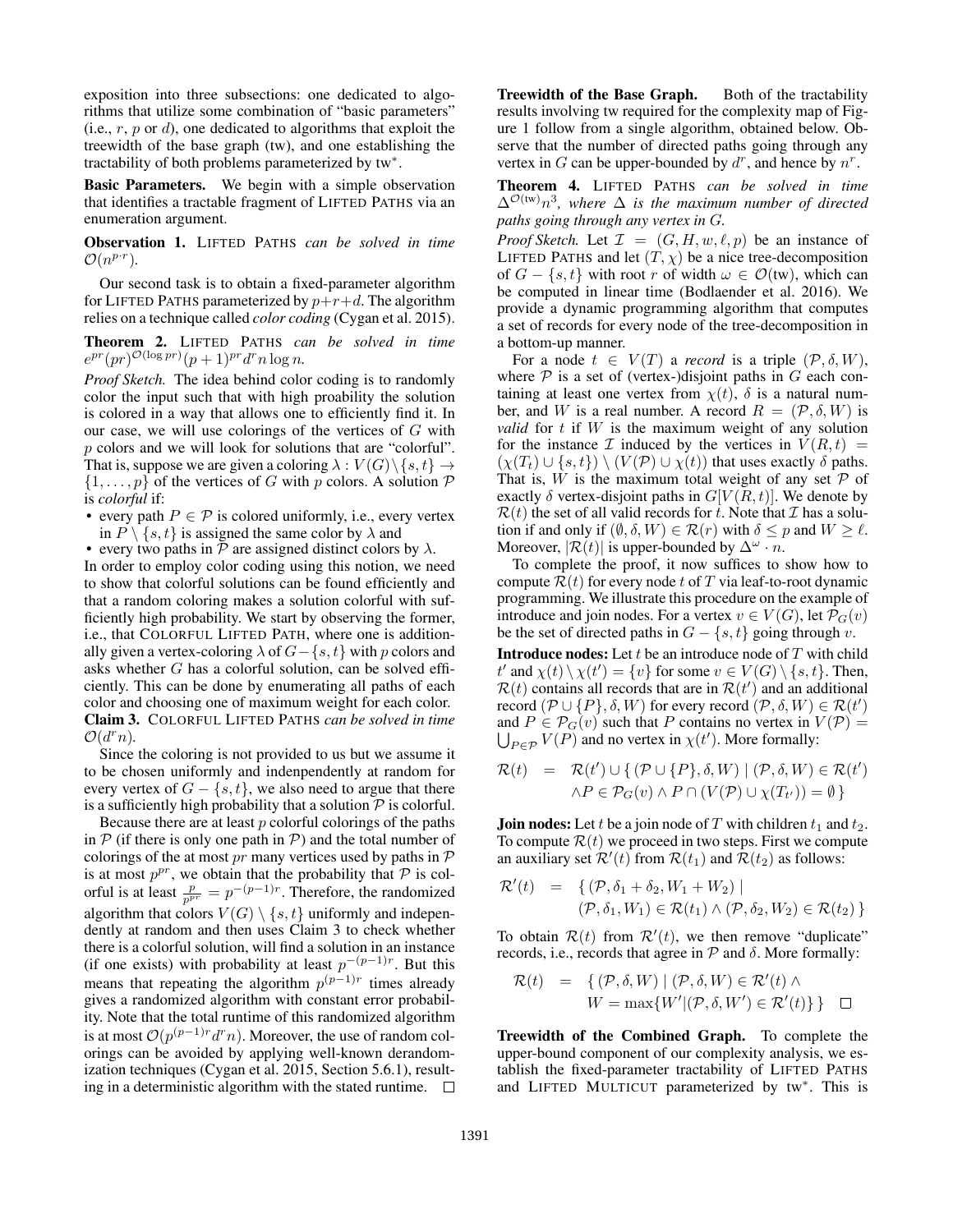exposition into three subsections: one dedicated to algorithms that utilize some combination of "basic parameters" (i.e., $r$, $p$ or $d$), one dedicated to algorithms that exploit the treewidth of the base graph (tw), and one establishing the tractability of both problems parameterized by $\text{tw}^*$.

**Basic Parameters.** We begin with a simple observation that identifies a tractable fragment of LIFTED PATHS via an enumeration argument.

**Observation 1.** *LIFTED PATHS can be solved in time $\mathcal{O}(n^{p \cdot r})$.*

Our second task is to obtain a fixed-parameter algorithm for LIFTED PATHS parameterized by $p+r+d$. The algorithm relies on a technique called *color coding* (Cygan et al. 2015).

**Theorem 2.** *LIFTED PATHS can be solved in time $e^{pr}(pr)^{\mathcal{O}(\log pr)}(p+1)^{pr}d^r n \log n$.*

*Proof Sketch.* The idea behind color coding is to randomly color the input such that with high proability the solution is colored in a way that allows one to efficiently find it. In our case, we will use colorings of the vertices of $G$ with $p$ colors and we will look for solutions that are "colorful". That is, suppose we are given a coloring $\lambda : V(G) \setminus \{s,t\} \rightarrow \{1,\ldots,p\}$ of the vertices of $G$ with $p$ colors. A solution $\mathcal{P}$ is *colorful* if:

- every path $P \in \mathcal{P}$ is colored uniformly, i.e., every vertex in $P \setminus \{s,t\}$ is assigned the same color by $\lambda$ and
- every two paths in $\mathcal{P}$ are assigned distinct colors by $\lambda$.

In order to employ color coding using this notion, we need to show that colorful solutions can be found efficiently and that a random coloring makes a solution colorful with sufficiently high probability. We start by observing the former, i.e., that COLORFUL LIFTED PATH, where one is additionally given a vertex-coloring $\lambda$ of $G - \{s,t\}$ with $p$ colors and asks whether $G$ has a colorful solution, can be solved efficiently. This can be done by enumerating all paths of each color and choosing one of maximum weight for each color.

**Claim 3.** *COLORFUL LIFTED PATHS can be solved in time $\mathcal{O}(d^r n)$.*

Since the coloring is not provided to us but we assume it to be chosen uniformly and indenpendently at random for every vertex of $G - \{s,t\}$, we also need to argue that there is a sufficiently high probability that a solution $\mathcal{P}$ is colorful.

Because there are at least $p$ colorful colorings of the paths in $\mathcal{P}$ (if there is only one path in $\mathcal{P}$) and the total number of colorings of the at most $pr$ many vertices used by paths in $\mathcal{P}$ is at most $p^{pr}$, we obtain that the probability that $\mathcal{P}$ is colorful is at least $\frac{p}{p^{pr}} = p^{-(p-1)r}$. Therefore, the randomized algorithm that colors $V(G) \setminus \{s,t\}$ uniformly and independently at random and then uses Claim 3 to check whether there is a colorful solution, will find a solution in an instance (if one exists) with probability at least $p^{-(p-1)r}$. But this means that repeating the algorithm $p^{(p-1)r}$ times already gives a randomized algorithm with constant error probability. Note that the total runtime of this randomized algorithm is at most $\mathcal{O}(p^{(p-1)r}d^r n)$. Moreover, the use of random colorings can be avoided by applying well-known derandomization techniques (Cygan et al. 2015, Section 5.6.1), resulting in a deterministic algorithm with the stated runtime. $\square$

**Treewidth of the Base Graph.** Both of the tractability results involving tw required for the complexity map of Figure 1 follow from a single algorithm, obtained below. Observe that the number of directed paths going through any vertex in $G$ can be upper-bounded by $d^r$, and hence by $n^r$.

**Theorem 4.** *LIFTED PATHS can be solved in time $\Delta^{\mathcal{O}(\text{tw})}n^3$, where $\Delta$ is the maximum number of directed paths going through any vertex in $G$.*

*Proof Sketch.* Let $\mathcal{I} = (G, H, w, \ell, p)$ be an instance of LIFTED PATHS and let $(T, \chi)$ be a nice tree-decomposition of $G - \{s,t\}$ with root $r$ of width $\omega \in \mathcal{O}(\text{tw})$, which can be computed in linear time (Bodlaender et al. 2016). We provide a dynamic programming algorithm that computes a set of records for every node of the tree-decomposition in a bottom-up manner.

For a node $t \in V(T)$ a *record* is a triple $(\mathcal{P}, \delta, W)$, where $\mathcal{P}$ is a set of (vertex-)disjoint paths in $G$ each containing at least one vertex from $\chi(t)$, $\delta$ is a natural number, and $W$ is a real number. A record $R = (\mathcal{P}, \delta, W)$ is *valid* for $t$ if $W$ is the maximum weight of any solution for the instance $\mathcal{I}$ induced by the vertices in $V(R,t) = (\chi(T_t) \cup \{s,t\}) \setminus (V(\mathcal{P}) \cup \chi(t))$ that uses exactly $\delta$ paths. That is, $W$ is the maximum total weight of any set $\mathcal{P}$ of exactly $\delta$ vertex-disjoint paths in $G[V(R,t)]$. We denote by $\mathcal{R}(t)$ the set of all valid records for $t$. Note that $\mathcal{I}$ has a solution if and only if $(\emptyset, \delta, W) \in \mathcal{R}(r)$ with $\delta \leq p$ and $W \geq \ell$. Moreover, $|\mathcal{R}(t)|$ is upper-bounded by $\Delta^{\omega} \cdot n$.

To complete the proof, it now suffices to show how to compute $\mathcal{R}(t)$ for every node $t$ of $T$ via leaf-to-root dynamic programming. We illustrate this procedure on the example of introduce and join nodes. For a vertex $v \in V(G)$, let $\mathcal{P}_G(v)$ be the set of directed paths in $G - \{s,t\}$ going through $v$.

**Introduce nodes:** Let $t$ be an introduce node of $T$ with child $t'$ and $\chi(t) \setminus \chi(t') = \{v\}$ for some $v \in V(G) \setminus \{s,t\}$. Then, $\mathcal{R}(t)$ contains all records that are in $\mathcal{R}(t')$ and an additional record $(\mathcal{P} \cup \{P\}, \delta, W)$ for every record $(\mathcal{P}, \delta, W) \in \mathcal{R}(t')$ and $P \in \mathcal{P}_G(v)$ such that $P$ contains no vertex in $V(\mathcal{P}) = \bigcup_{P \in \mathcal{P}} V(P)$ and no vertex in $\chi(t')$. More formally:

$$\begin{aligned}\mathcal{R}(t) \quad &= \quad \mathcal{R}(t') \cup \{\, (\mathcal{P} \cup \{P\}, \delta, W) \mid (\mathcal{P}, \delta, W) \in \mathcal{R}(t') \\ &\qquad \wedge P \in \mathcal{P}_G(v) \wedge P \cap (V(\mathcal{P}) \cup \chi(T_{t'})) = \emptyset \,\}\end{aligned}$$

**Join nodes:** Let $t$ be a join node of $T$ with children $t_1$ and $t_2$. To compute $\mathcal{R}(t)$ we proceed in two steps. First we compute an auxiliary set $\mathcal{R}'(t)$ from $\mathcal{R}(t_1)$ and $\mathcal{R}(t_2)$ as follows:

$$\begin{aligned}\mathcal{R}'(t) \quad &= \quad \{\, (\mathcal{P}, \delta_1 + \delta_2, W_1 + W_2) \mid \\ &\qquad (\mathcal{P}, \delta_1, W_1) \in \mathcal{R}(t_1) \wedge (\mathcal{P}, \delta_2, W_2) \in \mathcal{R}(t_2) \,\}\end{aligned}$$

To obtain $\mathcal{R}(t)$ from $\mathcal{R}'(t)$, we then remove "duplicate" records, i.e., records that agree in $\mathcal{P}$ and $\delta$. More formally:

$$\begin{aligned}\mathcal{R}(t) \quad &= \quad \{\, (\mathcal{P}, \delta, W) \mid (\mathcal{P}, \delta, W) \in \mathcal{R}'(t) \wedge \\ &\qquad W = \max\{W' \mid (\mathcal{P}, \delta, W') \in \mathcal{R}'(t)\} \,\}\end{aligned}$$

$\square$

**Treewidth of the Combined Graph.** To complete the upper-bound component of our complexity analysis, we establish the fixed-parameter tractability of LIFTED PATHS and LIFTED MULTICUT parameterized by $\text{tw}^*$. This is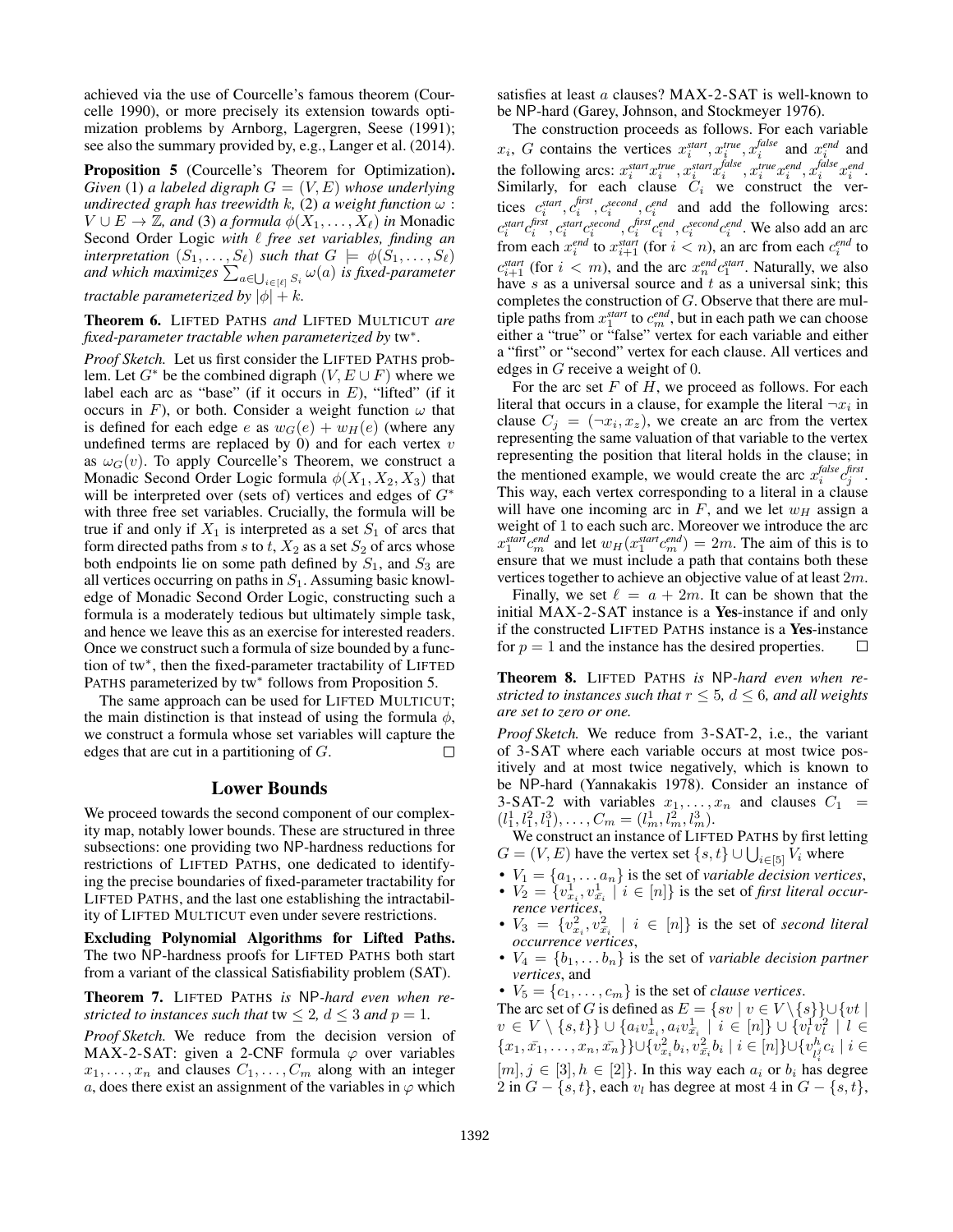achieved via the use of Courcelle's famous theorem (Courcelle 1990), or more precisely its extension towards optimization problems by Arnborg, Lagergren, Seese (1991); see also the summary provided by, e.g., Langer et al. (2014).

**Proposition 5** (Courcelle's Theorem for Optimization). *Given* (1) *a labeled digraph* $G = (V, E)$ *whose underlying undirected graph has treewidth* $k$, (2) *a weight function* $\omega : V \cup E \to \mathbb{Z}$, *and* (3) *a formula* $\phi(X_1, \dots, X_\ell)$ *in* Monadic Second Order Logic *with* $\ell$ *free set variables, finding an interpretation* $(S_1, \dots, S_\ell)$ *such that* $G \models \phi(S_1, \dots, S_\ell)$ *and which maximizes* $\sum_{a \in \bigcup_{i\in[\ell]} S_i} \omega(a)$ *is fixed-parameter tractable parameterized by* $|\phi| + k$.

**Theorem 6.** LIFTED PATHS *and* LIFTED MULTICUT *are fixed-parameter tractable when parameterized by* $\text{tw}^*$.

*Proof Sketch.* Let us first consider the LIFTED PATHS problem. Let $G^*$ be the combined digraph $(V, E \cup F)$ where we label each arc as "base" (if it occurs in $E$), "lifted" (if it occurs in $F$), or both. Consider a weight function $\omega$ that is defined for each edge $e$ as $w_G(e) + w_H(e)$ (where any undefined terms are replaced by 0) and for each vertex $v$ as $\omega_G(v)$. To apply Courcelle's Theorem, we construct a Monadic Second Order Logic formula $\phi(X_1, X_2, X_3)$ that will be interpreted over (sets of) vertices and edges of $G^*$ with three free set variables. Crucially, the formula will be true if and only if $X_1$ is interpreted as a set $S_1$ of arcs that form directed paths from $s$ to $t$, $X_2$ as a set $S_2$ of arcs whose both endpoints lie on some path defined by $S_1$, and $S_3$ are all vertices occurring on paths in $S_1$. Assuming basic knowledge of Monadic Second Order Logic, constructing such a formula is a moderately tedious but ultimately simple task, and hence we leave this as an exercise for interested readers. Once we construct such a formula of size bounded by a function of $\text{tw}^*$, then the fixed-parameter tractability of LIFTED PATHS parameterized by $\text{tw}^*$ follows from Proposition 5.

The same approach can be used for LIFTED MULTICUT; the main distinction is that instead of using the formula $\phi$, we construct a formula whose set variables will capture the edges that are cut in a partitioning of $G$. □

## Lower Bounds

We proceed towards the second component of our complexity map, notably lower bounds. These are structured in three subsections: one providing two NP-hardness reductions for restrictions of LIFTED PATHS, one dedicated to identifying the precise boundaries of fixed-parameter tractability for LIFTED PATHS, and the last one establishing the intractability of LIFTED MULTICUT even under severe restrictions.

**Excluding Polynomial Algorithms for Lifted Paths.** The two NP-hardness proofs for LIFTED PATHS both start from a variant of the classical Satisfiability problem (SAT).

**Theorem 7.** LIFTED PATHS *is* NP*-hard even when restricted to instances such that* $\text{tw} \le 2$, $d \le 3$ *and* $p = 1$.

*Proof Sketch.* We reduce from the decision version of MAX-2-SAT: given a 2-CNF formula $\varphi$ over variables $x_1, \dots, x_n$ and clauses $C_1, \dots, C_m$ along with an integer $a$, does there exist an assignment of the variables in $\varphi$ which satisfies at least $a$ clauses? MAX-2-SAT is well-known to be NP-hard (Garey, Johnson, and Stockmeyer 1976).

The construction proceeds as follows. For each variable $x_i$, $G$ contains the vertices $x_i^{start}, x_i^{true}, x_i^{false}$ and $x_i^{end}$ and the following arcs: $x_i^{start}x_i^{true}, x_i^{start}x_i^{false}, x_i^{true}x_i^{end}, x_i^{false}x_i^{end}$. Similarly, for each clause $C_i$ we construct the vertices $c_i^{start}, c_i^{first}, c_i^{second}, c_i^{end}$ and add the following arcs: $c_i^{start}c_i^{first}, c_i^{start}c_i^{second}, c_i^{first}c_i^{end}, c_i^{second}c_i^{end}$. We also add an arc from each $x_i^{end}$ to $x_{i+1}^{start}$ (for $i < n$), an arc from each $c_i^{end}$ to $c_{i+1}^{start}$ (for $i < m$), and the arc $x_n^{end}c_1^{start}$. Naturally, we also have $s$ as a universal source and $t$ as a universal sink; this completes the construction of $G$. Observe that there are multiple paths from $x_1^{start}$ to $c_m^{end}$, but in each path we can choose either a "true" or "false" vertex for each variable and either a "first" or "second" vertex for each clause. All vertices and edges in $G$ receive a weight of 0.

For the arc set $F$ of $H$, we proceed as follows. For each literal that occurs in a clause, for example the literal $\neg x_i$ in clause $C_j = (\neg x_i, x_z)$, we create an arc from the vertex representing the same valuation of that variable to the vertex representing the position that literal holds in the clause; in the mentioned example, we would create the arc $x_i^{false}c_j^{first}$. This way, each vertex corresponding to a literal in a clause will have one incoming arc in $F$, and we let $w_H$ assign a weight of 1 to each such arc. Moreover we introduce the arc $x_1^{start}c_m^{end}$ and let $w_H(x_1^{start}c_m^{end}) = 2m$. The aim of this is to ensure that we must include a path that contains both these vertices together to achieve an objective value of at least $2m$.

Finally, we set $\ell = a + 2m$. It can be shown that the initial MAX-2-SAT instance is a **Yes**-instance if and only if the constructed LIFTED PATHS instance is a **Yes**-instance for $p = 1$ and the instance has the desired properties. □

**Theorem 8.** LIFTED PATHS *is* NP*-hard even when restricted to instances such that* $r \le 5$, $d \le 6$, *and all weights are set to zero or one.*

*Proof Sketch.* We reduce from 3-SAT-2, i.e., the variant of 3-SAT where each variable occurs at most twice positively and at most twice negatively, which is known to be NP-hard (Yannakakis 1978). Consider an instance of 3-SAT-2 with variables $x_1, \dots, x_n$ and clauses $C_1 = (l_1^1, l_1^2, l_1^3), \dots, C_m = (l_m^1, l_m^2, l_m^3)$.

We construct an instance of LIFTED PATHS by first letting $G = (V, E)$ have the vertex set $\{s, t\} \cup \bigcup_{i\in[5]} V_i$ where

- $V_1 = \{a_1, \dots a_n\}$ is the set of *variable decision vertices*,
- $V_2 = \{v_{x_i}^1, v_{\bar{x_i}}^1 \mid i \in [n]\}$ is the set of *first literal occurrence vertices*,
- $V_3 = \{v_{x_i}^2, v_{\bar{x_i}}^2 \mid i \in [n]\}$ is the set of *second literal occurrence vertices*,
- $V_4 = \{b_1, \dots b_n\}$ is the set of *variable decision partner vertices*, and
- $V_5 = \{c_1, \dots, c_m\}$ is the set of *clause vertices*.

The arc set of $G$ is defined as $E = \{sv \mid v \in V \setminus \{s\}\} \cup \{vt \mid v \in V \setminus \{s, t\}\} \cup \{a_i v_{x_i}^1, a_i v_{\bar{x_i}}^1 \mid i \in [n]\} \cup \{v_l^1 v_l^2 \mid l \in \{x_1, \bar{x_1}, \dots, x_n, \bar{x_n}\}\} \cup \{v_{x_i}^2 b_i, v_{\bar{x_i}}^2 b_i \mid i \in [n]\} \cup \{v_{l_i^j}^h c_i \mid i \in [m], j \in [3], h \in [2]\}$. In this way each $a_i$ or $b_i$ has degree 2 in $G - \{s, t\}$, each $v_l$ has degree at most 4 in $G - \{s, t\}$,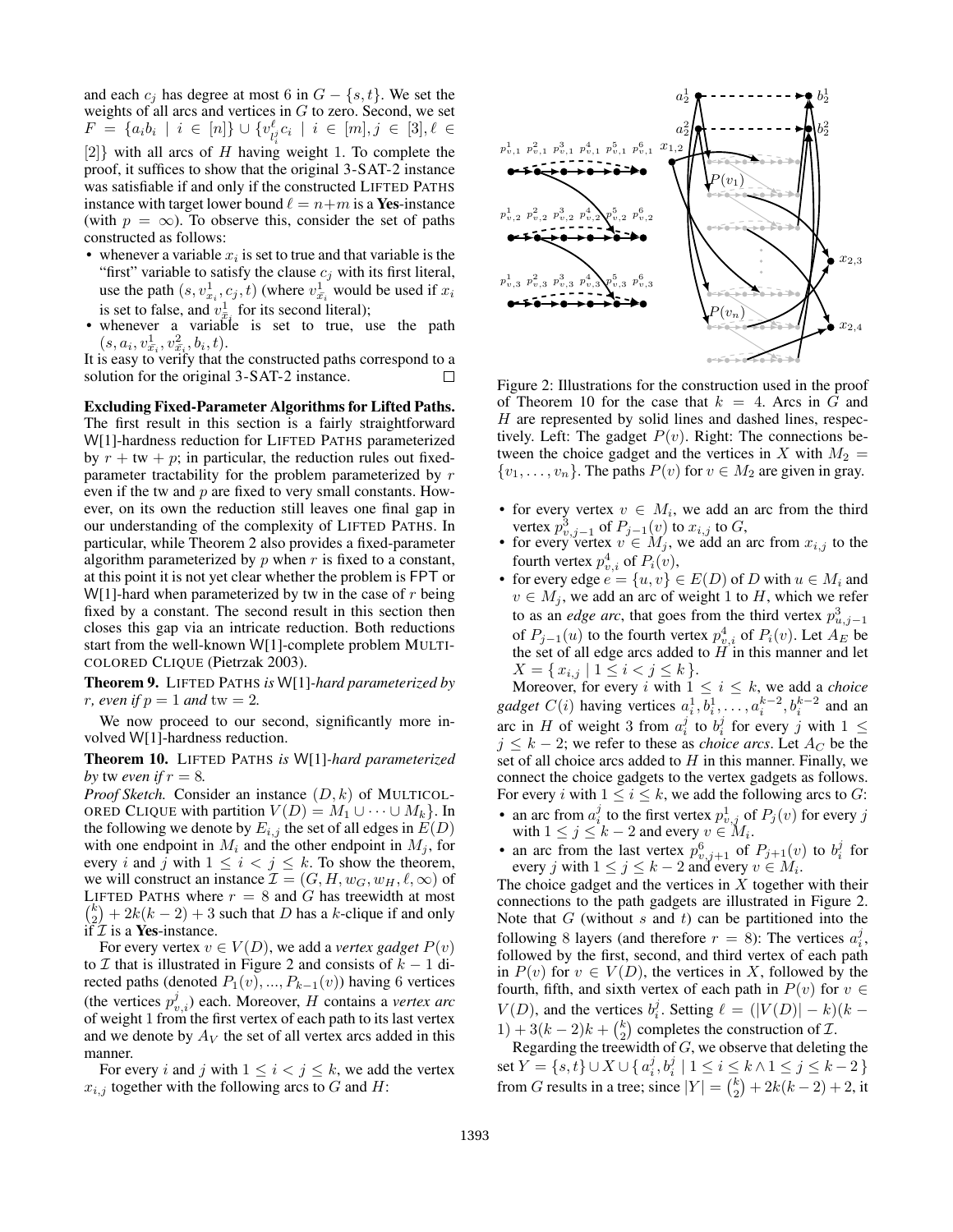and each $c_j$ has degree at most 6 in $G - \{s, t\}$. We set the weights of all arcs and vertices in $G$ to zero. Second, we set $F = \{a_i b_i \mid i \in [n]\} \cup \{v_{l_i^j}^{\ell} c_i \mid i \in [m], j \in [3], \ell \in [2]\}$ with all arcs of $H$ having weight 1. To complete the proof, it suffices to show that the original 3-SAT-2 instance was satisfiable if and only if the constructed LIFTED PATHS instance with target lower bound $\ell = n+m$ is a **Yes**-instance (with $p = \infty$). To observe this, consider the set of paths constructed as follows:

- whenever a variable $x_i$ is set to true and that variable is the "first" variable to satisfy the clause $c_j$ with its first literal, use the path $(s, v_{x_i}^1, c_j, t)$ (where $v_{\bar{x}_i}^1$ would be used if $x_i$ is set to false, and $v_{\bar{x}_i}^1$ for its second literal);
- whenever a variable is set to true, use the path $(s, a_i, v_{\bar{x}_i}^1, v_{\bar{x}_i}^2, b_i, t)$.

It is easy to verify that the constructed paths correspond to a solution for the original 3-SAT-2 instance. □

**Excluding Fixed-Parameter Algorithms for Lifted Paths.** The first result in this section is a fairly straightforward W[1]-hardness reduction for LIFTED PATHS parameterized by $r + \text{tw} + p$; in particular, the reduction rules out fixed-parameter tractability for the problem parameterized by $r$ even if the tw and $p$ are fixed to very small constants. However, on its own the reduction still leaves one final gap in our understanding of the complexity of LIFTED PATHS. In particular, while Theorem 2 also provides a fixed-parameter algorithm parameterized by $p$ when $r$ is fixed to a constant, at this point it is not yet clear whether the problem is FPT or W[1]-hard when parameterized by tw in the case of $r$ being fixed by a constant. The second result in this section then closes this gap via an intricate reduction. Both reductions start from the well-known W[1]-complete problem MULTICOLORED CLIQUE (Pietrzak 2003).

**Theorem 9.** LIFTED PATHS *is* W[1]*-hard parameterized by* $r$*, even if* $p = 1$ *and* $\text{tw} = 2$*.*

We now proceed to our second, significantly more involved W[1]-hardness reduction.

**Theorem 10.** LIFTED PATHS *is* W[1]*-hard parameterized by* tw *even if* $r = 8$*.*

*Proof Sketch.* Consider an instance $(D, k)$ of MULTICOLORED CLIQUE with partition $V(D) = M_1 \cup \cdots \cup M_k\}$. In the following we denote by $E_{i,j}$ the set of all edges in $E(D)$ with one endpoint in $M_i$ and the other endpoint in $M_j$, for every $i$ and $j$ with $1 \leq i < j \leq k$. To show the theorem, we will construct an instance $\mathcal{I} = (G, H, w_G, w_H, \ell, \infty)$ of LIFTED PATHS where $r = 8$ and $G$ has treewidth at most $\binom{k}{2} + 2k(k-2) + 3$ such that $D$ has a $k$-clique if and only if $\mathcal{I}$ is a **Yes**-instance.

For every vertex $v \in V(D)$, we add a *vertex gadget* $P(v)$ to $\mathcal{I}$ that is illustrated in Figure 2 and consists of $k-1$ directed paths (denoted $P_1(v), ..., P_{k-1}(v)$) having 6 vertices (the vertices $p_{v,i}^j$) each. Moreover, $H$ contains a *vertex arc* of weight 1 from the first vertex of each path to its last vertex and we denote by $A_V$ the set of all vertex arcs added in this manner.

For every $i$ and $j$ with $1 \leq i < j \leq k$, we add the vertex $x_{i,j}$ together with the following arcs to $G$ and $H$:

Figure 2: Illustrations for the construction used in the proof of Theorem 10 for the case that $k = 4$. Arcs in $G$ and $H$ are represented by solid lines and dashed lines, respectively. Left: The gadget $P(v)$. Right: The connections between the choice gadget and the vertices in $X$ with $M_2 = \{v_1, \ldots, v_n\}$. The paths $P(v)$ for $v \in M_2$ are given in gray.

- for every vertex $v \in M_i$, we add an arc from the third vertex $p_{v,j-1}^3$ of $P_{j-1}(v)$ to $x_{i,j}$ to $G$,
- for every vertex $v \in M_j$, we add an arc from $x_{i,j}$ to the fourth vertex $p_{v,i}^4$ of $P_i(v)$,
- for every edge $e = \{u, v\} \in E(D)$ of $D$ with $u \in M_i$ and $v \in M_j$, we add an arc of weight 1 to $H$, which we refer to as an *edge arc*, that goes from the third vertex $p_{u,j-1}^3$ of $P_{j-1}(u)$ to the fourth vertex $p_{v,i}^4$ of $P_i(v)$. Let $A_E$ be the set of all edge arcs added to $H$ in this manner and let $X = \{ x_{i,j} \mid 1 \leq i < j \leq k \}$.

Moreover, for every $i$ with $1 \leq i \leq k$, we add a *choice gadget* $C(i)$ having vertices $a_i^1, b_i^1, \ldots, a_i^{k-2}, b_i^{k-2}$ and an arc in $H$ of weight 3 from $a_i^j$ to $b_i^j$ for every $j$ with $1 \leq j \leq k-2$; we refer to these as *choice arcs*. Let $A_C$ be the set of all choice arcs added to $H$ in this manner. Finally, we connect the choice gadgets to the vertex gadgets as follows. For every $i$ with $1 \leq i \leq k$, we add the following arcs to $G$:

- an arc from $a_i^j$ to the first vertex $p_{v,j}^1$ of $P_j(v)$ for every $j$ with $1 \leq j \leq k-2$ and every $v \in M_i$.
- an arc from the last vertex $p_{v,j+1}^6$ of $P_{j+1}(v)$ to $b_i^j$ for every $j$ with $1 \leq j \leq k-2$ and every $v \in M_i$.

The choice gadget and the vertices in $X$ together with their connections to the path gadgets are illustrated in Figure 2. Note that $G$ (without $s$ and $t$) can be partitioned into the following 8 layers (and therefore $r = 8$): The vertices $a_i^j$, followed by the first, second, and third vertex of each path in $P(v)$ for $v \in V(D)$, the vertices in $X$, followed by the fourth, fifth, and sixth vertex of each path in $P(v)$ for $v \in V(D)$, and the vertices $b_i^j$. Setting $\ell = (|V(D)| - k)(k-1) + 3(k-2)k + \binom{k}{2}$ completes the construction of $\mathcal{I}$.

Regarding the treewidth of $G$, we observe that deleting the set $Y = \{s, t\} \cup X \cup \{ a_i^j, b_i^j \mid 1 \leq i \leq k \wedge 1 \leq j \leq k-2 \}$ from $G$ results in a tree; since $|Y| = \binom{k}{2} + 2k(k-2) + 2$, it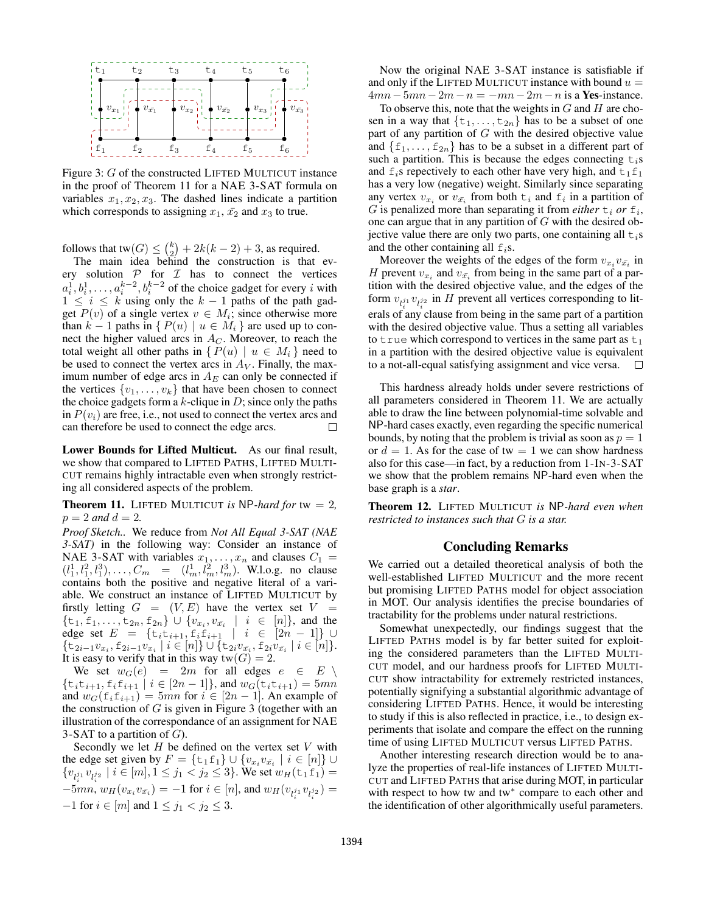Figure 3: $G$ of the constructed LIFTED MULTICUT instance in the proof of Theorem 11 for a NAE 3-SAT formula on variables $x_1, x_2, x_3$. The dashed lines indicate a partition which corresponds to assigning $x_1$, $\bar{x_2}$ and $x_3$ to true.

follows that $\text{tw}(G) \leq \binom{k}{2} + 2k(k-2) + 3$, as required.

The main idea behind the construction is that every solution $\mathcal{P}$ for $\mathcal{I}$ has to connect the vertices $a_i^1, b_i^1, \ldots, a_i^{k-2}, b_i^{k-2}$ of the choice gadget for every $i$ with $1 \leq i \leq k$ using only the $k-1$ paths of the path gadget $P(v)$ of a single vertex $v \in M_i$; since otherwise more than $k-1$ paths in $\{ P(u) \mid u \in M_i \}$ are used up to connect the higher valued arcs in $A_C$. Moreover, to reach the total weight all other paths in $\{ P(u) \mid u \in M_i \}$ need to be used to connect the vertex arcs in $A_V$. Finally, the maximum number of edge arcs in $A_E$ can only be connected if the vertices $\{v_1, \ldots, v_k\}$ that have been chosen to connect the choice gadgets form a $k$-clique in $D$; since only the paths in $P(v_i)$ are free, i.e., not used to connect the vertex arcs and can therefore be used to connect the edge arcs. □

**Lower Bounds for Lifted Multicut.** As our final result, we show that compared to LIFTED PATHS, LIFTED MULTICUT remains highly intractable even when strongly restricting all considered aspects of the problem.

**Theorem 11.** LIFTED MULTICUT *is* NP*-hard for* $\text{tw} = 2$, $p = 2$ *and* $d = 2$.

*Proof Sketch.*. We reduce from *Not All Equal 3-SAT (NAE 3-SAT)* in the following way: Consider an instance of NAE 3-SAT with variables $x_1, \ldots, x_n$ and clauses $C_1 = (l_1^1, l_1^2, l_1^3), \ldots, C_m = (l_m^1, l_m^2, l_m^3)$. W.l.o.g. no clause contains both the positive and negative literal of a variable. We construct an instance of LIFTED MULTICUT by firstly letting $G = (V, E)$ have the vertex set $V = \{\texttt{t}_1, \texttt{f}_1, \ldots, \texttt{t}_{2n}, \texttt{f}_{2n}\} \cup \{v_{x_i}, v_{\bar{x_i}} \mid i \in [n]\}$, and the edge set $E = \{\texttt{t}_i\texttt{t}_{i+1}, \texttt{f}_i\texttt{f}_{i+1} \mid i \in [2n-1]\} \cup \{\texttt{t}_{2i-1}v_{x_i}, \texttt{f}_{2i-1}v_{x_i} \mid i \in [n]\} \cup \{\texttt{t}_{2i}v_{\bar{x_i}}, \texttt{f}_{2i}v_{\bar{x_i}} \mid i \in [n]\}$. It is easy to verify that in this way $\text{tw}(G) = 2$.

We set $w_G(e) = 2m$ for all edges $e \in E \setminus \{\texttt{t}_i\texttt{t}_{i+1}, \texttt{f}_i\texttt{f}_{i+1} \mid i \in [2n-1]\}$, and $w_G(\texttt{t}_i\texttt{t}_{i+1}) = 5mn$ and $w_G(\texttt{f}_i\texttt{f}_{i+1}) = 5mn$ for $i \in [2n-1]$. An example of the construction of $G$ is given in Figure 3 (together with an illustration of the correspondance of an assignment for NAE 3-SAT to a partition of $G$).

Secondly we let $H$ be defined on the vertex set $V$ with the edge set given by $F = \{\texttt{t}_1\texttt{f}_1\} \cup \{v_{x_i}v_{\bar{x_i}} \mid i \in [n]\} \cup \{v_{l_i^{j_1}}v_{l_i^{j_2}} \mid i \in [m], 1 \leq j_1 < j_2 \leq 3\}$. We set $w_H(\texttt{t}_1\texttt{f}_1) = -5mn$, $w_H(v_{x_i}v_{\bar{x_i}}) = -1$ for $i \in [n]$, and $w_H(v_{l_i^{j_1}}v_{l_i^{j_2}}) = -1$ for $i \in [m]$ and $1 \leq j_1 < j_2 \leq 3$.

Now the original NAE 3-SAT instance is satisfiable if and only if the LIFTED MULTICUT instance with bound $u = 4mn - 5mn - 2m - n = -mn - 2m - n$ is a **Yes**-instance.

To observe this, note that the weights in $G$ and $H$ are chosen in a way that $\{\texttt{t}_1, \ldots, \texttt{t}_{2n}\}$ has to be a subset of one part of any partition of $G$ with the desired objective value and $\{\texttt{f}_1, \ldots, \texttt{f}_{2n}\}$ has to be a subset in a different part of such a partition. This is because the edges connecting $\texttt{t}_i$s and $\texttt{f}_i$s repectively to each other have very high, and $\texttt{t}_1\texttt{f}_1$ has a very low (negative) weight. Similarly since separating any vertex $v_{x_i}$ or $v_{\bar{x_i}}$ from both $\texttt{t}_i$ and $\texttt{f}_i$ in a partition of $G$ is penalized more than separating it from *either* $\texttt{t}_i$ *or* $\texttt{f}_i$, one can argue that in any partition of $G$ with the desired objective value there are only two parts, one containing all $\texttt{t}_i$s and the other containing all $\texttt{f}_i$s.

Moreover the weights of the edges of the form $v_{x_i}v_{\bar{x_i}}$ in $H$ prevent $v_{x_i}$ and $v_{\bar{x_i}}$ from being in the same part of a partition with the desired objective value, and the edges of the form $v_{l_i^{j_1}}v_{l_i^{j_2}}$ in $H$ prevent all vertices corresponding to literals of any clause from being in the same part of a partition with the desired objective value. Thus a setting all variables to `true` which correspond to vertices in the same part as $\texttt{t}_1$ in a partition with the desired objective value is equivalent to a not-all-equal satisfying assignment and vice versa. □

This hardness already holds under severe restrictions of all parameters considered in Theorem 11. We are actually able to draw the line between polynomial-time solvable and NP-hard cases exactly, even regarding the specific numerical bounds, by noting that the problem is trivial as soon as $p = 1$ or $d = 1$. As for the case of $\text{tw} = 1$ we can show hardness also for this case—in fact, by a reduction from 1-IN-3-SAT we show that the problem remains NP-hard even when the base graph is a *star*.

**Theorem 12.** LIFTED MULTICUT *is* NP*-hard even when restricted to instances such that* $G$ *is a star.*

## Concluding Remarks

We carried out a detailed theoretical analysis of both the well-established LIFTED MULTICUT and the more recent but promising LIFTED PATHS model for object association in MOT. Our analysis identifies the precise boundaries of tractability for the problems under natural restrictions.

Somewhat unexpectedly, our findings suggest that the LIFTED PATHS model is by far better suited for exploiting the considered parameters than the LIFTED MULTICUT model, and our hardness proofs for LIFTED MULTICUT show intractability for extremely restricted instances, potentially signifying a substantial algorithmic advantage of considering LIFTED PATHS. Hence, it would be interesting to study if this is also reflected in practice, i.e., to design experiments that isolate and compare the effect on the running time of using LIFTED MULTICUT versus LIFTED PATHS.

Another interesting research direction would be to analyze the properties of real-life instances of LIFTED MULTICUT and LIFTED PATHS that arise during MOT, in particular with respect to how tw and tw* compare to each other and the identification of other algorithmically useful parameters.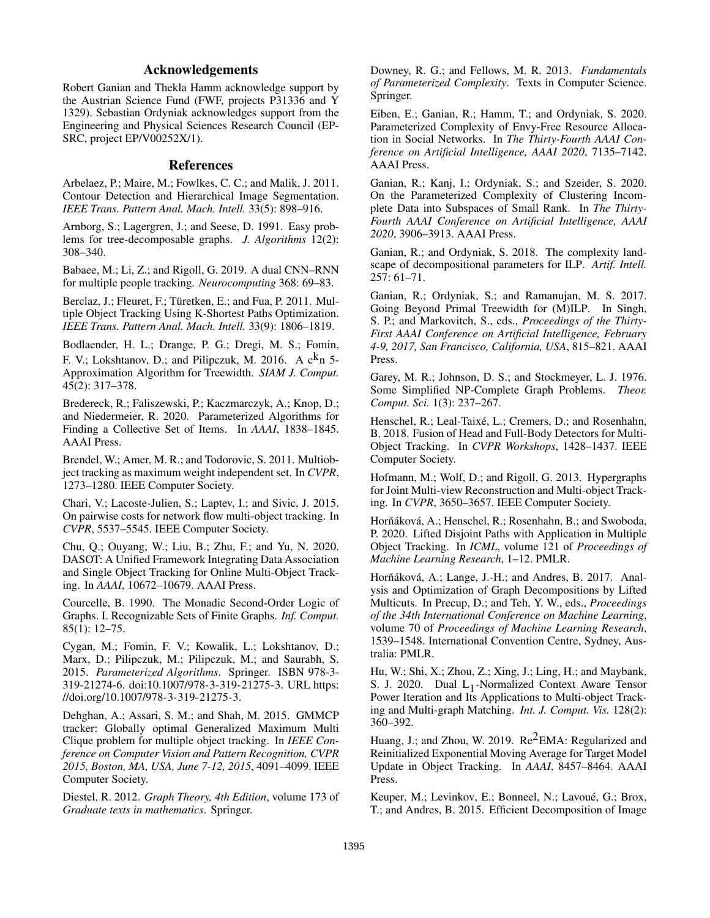## Acknowledgements

Robert Ganian and Thekla Hamm acknowledge support by the Austrian Science Fund (FWF, projects P31336 and Y 1329). Sebastian Ordyniak acknowledges support from the Engineering and Physical Sciences Research Council (EPSRC, project EP/V00252X/1).

## References

Arbelaez, P.; Maire, M.; Fowlkes, C. C.; and Malik, J. 2011. Contour Detection and Hierarchical Image Segmentation. *IEEE Trans. Pattern Anal. Mach. Intell.* 33(5): 898–916.

Arnborg, S.; Lagergren, J.; and Seese, D. 1991. Easy problems for tree-decomposable graphs. *J. Algorithms* 12(2): 308–340.

Babaee, M.; Li, Z.; and Rigoll, G. 2019. A dual CNN–RNN for multiple people tracking. *Neurocomputing* 368: 69–83.

Berclaz, J.; Fleuret, F.; Türetken, E.; and Fua, P. 2011. Multiple Object Tracking Using K-Shortest Paths Optimization. *IEEE Trans. Pattern Anal. Mach. Intell.* 33(9): 1806–1819.

Bodlaender, H. L.; Drange, P. G.; Dregi, M. S.; Fomin, F. V.; Lokshtanov, D.; and Pilipczuk, M. 2016. A $c^k n$ 5-Approximation Algorithm for Treewidth. *SIAM J. Comput.* 45(2): 317–378.

Bredereck, R.; Faliszewski, P.; Kaczmarczyk, A.; Knop, D.; and Niedermeier, R. 2020. Parameterized Algorithms for Finding a Collective Set of Items. In *AAAI*, 1838–1845. AAAI Press.

Brendel, W.; Amer, M. R.; and Todorovic, S. 2011. Multiobject tracking as maximum weight independent set. In *CVPR*, 1273–1280. IEEE Computer Society.

Chari, V.; Lacoste-Julien, S.; Laptev, I.; and Sivic, J. 2015. On pairwise costs for network flow multi-object tracking. In *CVPR*, 5537–5545. IEEE Computer Society.

Chu, Q.; Ouyang, W.; Liu, B.; Zhu, F.; and Yu, N. 2020. DASOT: A Unified Framework Integrating Data Association and Single Object Tracking for Online Multi-Object Tracking. In *AAAI*, 10672–10679. AAAI Press.

Courcelle, B. 1990. The Monadic Second-Order Logic of Graphs. I. Recognizable Sets of Finite Graphs. *Inf. Comput.* 85(1): 12–75.

Cygan, M.; Fomin, F. V.; Kowalik, L.; Lokshtanov, D.; Marx, D.; Pilipczuk, M.; Pilipczuk, M.; and Saurabh, S. 2015. *Parameterized Algorithms*. Springer. ISBN 978-3-319-21274-6. doi:10.1007/978-3-319-21275-3. URL https://doi.org/10.1007/978-3-319-21275-3.

Dehghan, A.; Assari, S. M.; and Shah, M. 2015. GMMCP tracker: Globally optimal Generalized Maximum Multi Clique problem for multiple object tracking. In *IEEE Conference on Computer Vision and Pattern Recognition, CVPR 2015, Boston, MA, USA, June 7-12, 2015*, 4091–4099. IEEE Computer Society.

Diestel, R. 2012. *Graph Theory, 4th Edition*, volume 173 of *Graduate texts in mathematics*. Springer.

Downey, R. G.; and Fellows, M. R. 2013. *Fundamentals of Parameterized Complexity*. Texts in Computer Science. Springer.

Eiben, E.; Ganian, R.; Hamm, T.; and Ordyniak, S. 2020. Parameterized Complexity of Envy-Free Resource Allocation in Social Networks. In *The Thirty-Fourth AAAI Conference on Artificial Intelligence, AAAI 2020*, 7135–7142. AAAI Press.

Ganian, R.; Kanj, I.; Ordyniak, S.; and Szeider, S. 2020. On the Parameterized Complexity of Clustering Incomplete Data into Subspaces of Small Rank. In *The Thirty-Fourth AAAI Conference on Artificial Intelligence, AAAI 2020*, 3906–3913. AAAI Press.

Ganian, R.; and Ordyniak, S. 2018. The complexity landscape of decompositional parameters for ILP. *Artif. Intell.* 257: 61–71.

Ganian, R.; Ordyniak, S.; and Ramanujan, M. S. 2017. Going Beyond Primal Treewidth for (M)ILP. In Singh, S. P.; and Markovitch, S., eds., *Proceedings of the Thirty-First AAAI Conference on Artificial Intelligence, February 4-9, 2017, San Francisco, California, USA*, 815–821. AAAI Press.

Garey, M. R.; Johnson, D. S.; and Stockmeyer, L. J. 1976. Some Simplified NP-Complete Graph Problems. *Theor. Comput. Sci.* 1(3): 237–267.

Henschel, R.; Leal-Taixé, L.; Cremers, D.; and Rosenhahn, B. 2018. Fusion of Head and Full-Body Detectors for Multi-Object Tracking. In *CVPR Workshops*, 1428–1437. IEEE Computer Society.

Hofmann, M.; Wolf, D.; and Rigoll, G. 2013. Hypergraphs for Joint Multi-view Reconstruction and Multi-object Tracking. In *CVPR*, 3650–3657. IEEE Computer Society.

Horňáková, A.; Henschel, R.; Rosenhahn, B.; and Swoboda, P. 2020. Lifted Disjoint Paths with Application in Multiple Object Tracking. In *ICML*, volume 121 of *Proceedings of Machine Learning Research*, 1–12. PMLR.

Horňáková, A.; Lange, J.-H.; and Andres, B. 2017. Analysis and Optimization of Graph Decompositions by Lifted Multicuts. In Precup, D.; and Teh, Y. W., eds., *Proceedings of the 34th International Conference on Machine Learning*, volume 70 of *Proceedings of Machine Learning Research*, 1539–1548. International Convention Centre, Sydney, Australia: PMLR.

Hu, W.; Shi, X.; Zhou, Z.; Xing, J.; Ling, H.; and Maybank, S. J. 2020. Dual $L_1$-Normalized Context Aware Tensor Power Iteration and Its Applications to Multi-object Tracking and Multi-graph Matching. *Int. J. Comput. Vis.* 128(2): 360–392.

Huang, J.; and Zhou, W. 2019. $Re^2$EMA: Regularized and Reinitialized Exponential Moving Average for Target Model Update in Object Tracking. In *AAAI*, 8457–8464. AAAI Press.

Keuper, M.; Levinkov, E.; Bonneel, N.; Lavoué, G.; Brox, T.; and Andres, B. 2015. Efficient Decomposition of Image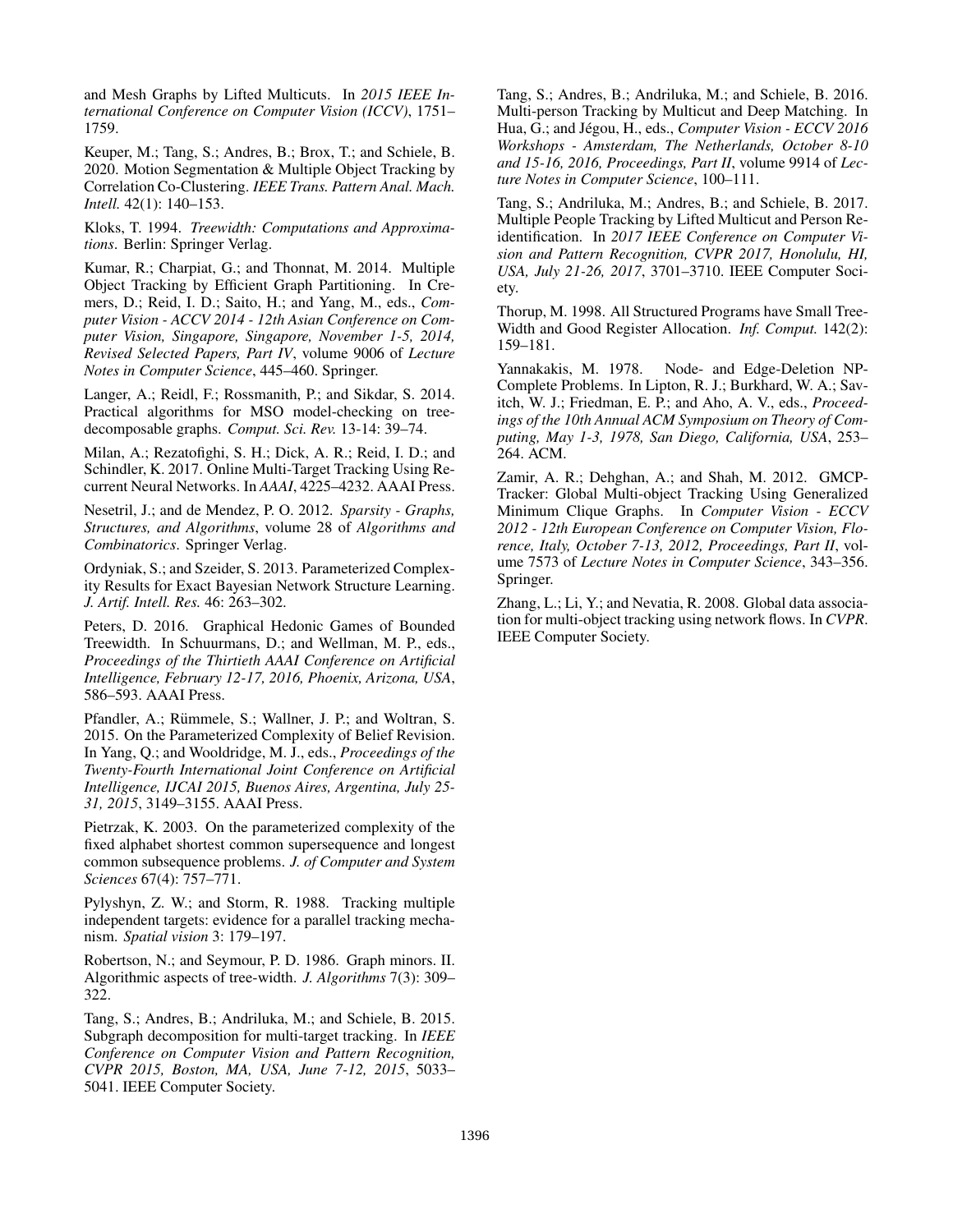and Mesh Graphs by Lifted Multicuts. In *2015 IEEE International Conference on Computer Vision (ICCV)*, 1751–1759.

Keuper, M.; Tang, S.; Andres, B.; Brox, T.; and Schiele, B. 2020. Motion Segmentation & Multiple Object Tracking by Correlation Co-Clustering. *IEEE Trans. Pattern Anal. Mach. Intell.* 42(1): 140–153.

Kloks, T. 1994. *Treewidth: Computations and Approximations*. Berlin: Springer Verlag.

Kumar, R.; Charpiat, G.; and Thonnat, M. 2014. Multiple Object Tracking by Efficient Graph Partitioning. In Cremers, D.; Reid, I. D.; Saito, H.; and Yang, M., eds., *Computer Vision - ACCV 2014 - 12th Asian Conference on Computer Vision, Singapore, Singapore, November 1-5, 2014, Revised Selected Papers, Part IV*, volume 9006 of *Lecture Notes in Computer Science*, 445–460. Springer.

Langer, A.; Reidl, F.; Rossmanith, P.; and Sikdar, S. 2014. Practical algorithms for MSO model-checking on tree-decomposable graphs. *Comput. Sci. Rev.* 13-14: 39–74.

Milan, A.; Rezatofighi, S. H.; Dick, A. R.; Reid, I. D.; and Schindler, K. 2017. Online Multi-Target Tracking Using Recurrent Neural Networks. In *AAAI*, 4225–4232. AAAI Press.

Nesetril, J.; and de Mendez, P. O. 2012. *Sparsity - Graphs, Structures, and Algorithms*, volume 28 of *Algorithms and Combinatorics*. Springer Verlag.

Ordyniak, S.; and Szeider, S. 2013. Parameterized Complexity Results for Exact Bayesian Network Structure Learning. *J. Artif. Intell. Res.* 46: 263–302.

Peters, D. 2016. Graphical Hedonic Games of Bounded Treewidth. In Schuurmans, D.; and Wellman, M. P., eds., *Proceedings of the Thirtieth AAAI Conference on Artificial Intelligence, February 12-17, 2016, Phoenix, Arizona, USA*, 586–593. AAAI Press.

Pfandler, A.; Rümmele, S.; Wallner, J. P.; and Woltran, S. 2015. On the Parameterized Complexity of Belief Revision. In Yang, Q.; and Wooldridge, M. J., eds., *Proceedings of the Twenty-Fourth International Joint Conference on Artificial Intelligence, IJCAI 2015, Buenos Aires, Argentina, July 25-31, 2015*, 3149–3155. AAAI Press.

Pietrzak, K. 2003. On the parameterized complexity of the fixed alphabet shortest common supersequence and longest common subsequence problems. *J. of Computer and System Sciences* 67(4): 757–771.

Pylyshyn, Z. W.; and Storm, R. 1988. Tracking multiple independent targets: evidence for a parallel tracking mechanism. *Spatial vision* 3: 179–197.

Robertson, N.; and Seymour, P. D. 1986. Graph minors. II. Algorithmic aspects of tree-width. *J. Algorithms* 7(3): 309–322.

Tang, S.; Andres, B.; Andriluka, M.; and Schiele, B. 2015. Subgraph decomposition for multi-target tracking. In *IEEE Conference on Computer Vision and Pattern Recognition, CVPR 2015, Boston, MA, USA, June 7-12, 2015*, 5033–5041. IEEE Computer Society.

Tang, S.; Andres, B.; Andriluka, M.; and Schiele, B. 2016. Multi-person Tracking by Multicut and Deep Matching. In Hua, G.; and Jégou, H., eds., *Computer Vision - ECCV 2016 Workshops - Amsterdam, The Netherlands, October 8-10 and 15-16, 2016, Proceedings, Part II*, volume 9914 of *Lecture Notes in Computer Science*, 100–111.

Tang, S.; Andriluka, M.; Andres, B.; and Schiele, B. 2017. Multiple People Tracking by Lifted Multicut and Person Re-identification. In *2017 IEEE Conference on Computer Vision and Pattern Recognition, CVPR 2017, Honolulu, HI, USA, July 21-26, 2017*, 3701–3710. IEEE Computer Society.

Thorup, M. 1998. All Structured Programs have Small Tree-Width and Good Register Allocation. *Inf. Comput.* 142(2): 159–181.

Yannakakis, M. 1978. Node- and Edge-Deletion NP-Complete Problems. In Lipton, R. J.; Burkhard, W. A.; Savitch, W. J.; Friedman, E. P.; and Aho, A. V., eds., *Proceedings of the 10th Annual ACM Symposium on Theory of Computing, May 1-3, 1978, San Diego, California, USA*, 253–264. ACM.

Zamir, A. R.; Dehghan, A.; and Shah, M. 2012. GMCP-Tracker: Global Multi-object Tracking Using Generalized Minimum Clique Graphs. In *Computer Vision - ECCV 2012 - 12th European Conference on Computer Vision, Florence, Italy, October 7-13, 2012, Proceedings, Part II*, volume 7573 of *Lecture Notes in Computer Science*, 343–356. Springer.

Zhang, L.; Li, Y.; and Nevatia, R. 2008. Global data association for multi-object tracking using network flows. In *CVPR*. IEEE Computer Society.